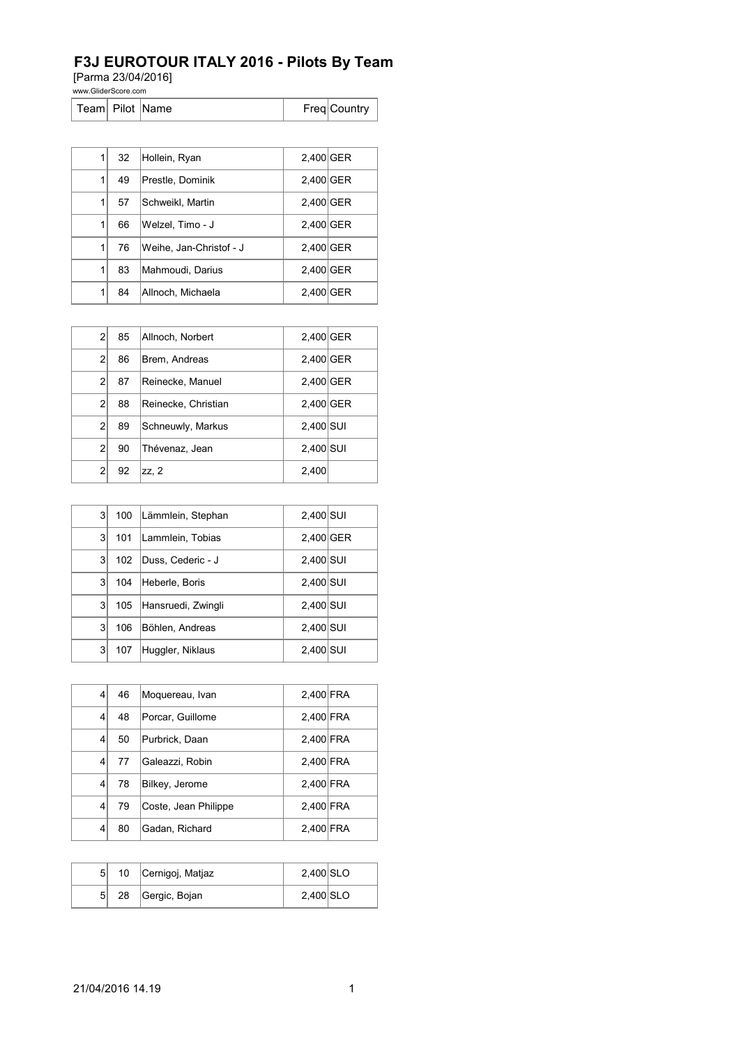# F3J EUROTOUR ITALY 2016 - Pilots By Team

[Parma 23/04/2016]

www.GliderScore.com

| Team | Pilot | Name | Freq | Country |
|---|---|---|---|---|
| 1 | 32 | Hollein, Ryan | 2,400 | GER |
| 1 | 49 | Prestle, Dominik | 2,400 | GER |
| 1 | 57 | Schweikl, Martin | 2,400 | GER |
| 1 | 66 | Welzel, Timo - J | 2,400 | GER |
| 1 | 76 | Weihe, Jan-Christof - J | 2,400 | GER |
| 1 | 83 | Mahmoudi, Darius | 2,400 | GER |
| 1 | 84 | Allnoch, Michaela | 2,400 | GER |
| 2 | 85 | Allnoch, Norbert | 2,400 | GER |
| 2 | 86 | Brem, Andreas | 2,400 | GER |
| 2 | 87 | Reinecke, Manuel | 2,400 | GER |
| 2 | 88 | Reinecke, Christian | 2,400 | GER |
| 2 | 89 | Schneuwly, Markus | 2,400 | SUI |
| 2 | 90 | Thévenaz, Jean | 2,400 | SUI |
| 2 | 92 | zz, 2 | 2,400 | |
| 3 | 100 | Lämmlein, Stephan | 2,400 | SUI |
| 3 | 101 | Lammlein, Tobias | 2,400 | GER |
| 3 | 102 | Duss, Cederic - J | 2,400 | SUI |
| 3 | 104 | Heberle, Boris | 2,400 | SUI |
| 3 | 105 | Hansruedi, Zwingli | 2,400 | SUI |
| 3 | 106 | Böhlen, Andreas | 2,400 | SUI |
| 3 | 107 | Huggler, Niklaus | 2,400 | SUI |
| 4 | 46 | Moquereau, Ivan | 2,400 | FRA |
| 4 | 48 | Porcar, Guillome | 2,400 | FRA |
| 4 | 50 | Purbrick, Daan | 2,400 | FRA |
| 4 | 77 | Galeazzi, Robin | 2,400 | FRA |
| 4 | 78 | Bilkey, Jerome | 2,400 | FRA |
| 4 | 79 | Coste, Jean Philippe | 2,400 | FRA |
| 4 | 80 | Gadan, Richard | 2,400 | FRA |
| 5 | 10 | Cernigoj, Matjaz | 2,400 | SLO |
| 5 | 28 | Gergic, Bojan | 2,400 | SLO |

21/04/2016 14.19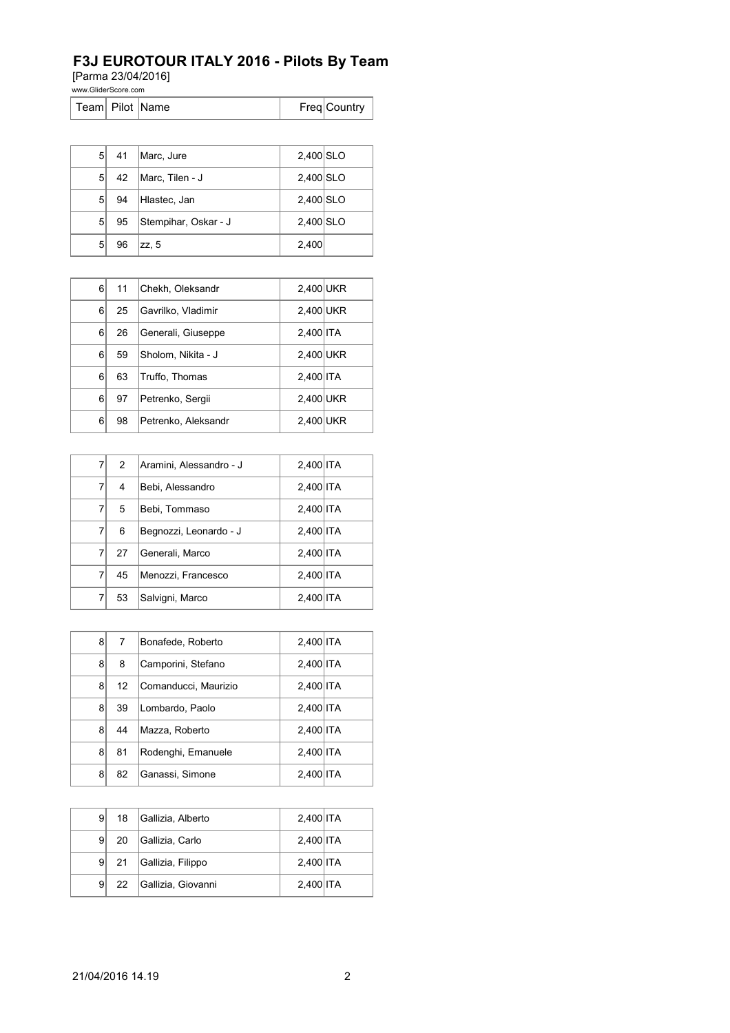# F3J EUROTOUR ITALY 2016 - Pilots By Team

[Parma 23/04/2016]

www.GliderScore.com

| Team | Pilot | Name | Freq | Country |
|---|---|---|---|---|
| 5 | 41 | Marc, Jure | 2,400 | SLO |
| 5 | 42 | Marc, Tilen - J | 2,400 | SLO |
| 5 | 94 | Hlastec, Jan | 2,400 | SLO |
| 5 | 95 | Stempihar, Oskar - J | 2,400 | SLO |
| 5 | 96 | zz, 5 | 2,400 | |
| 6 | 11 | Chekh, Oleksandr | 2,400 | UKR |
| 6 | 25 | Gavrilko, Vladimir | 2,400 | UKR |
| 6 | 26 | Generali, Giuseppe | 2,400 | ITA |
| 6 | 59 | Sholom, Nikita - J | 2,400 | UKR |
| 6 | 63 | Truffo, Thomas | 2,400 | ITA |
| 6 | 97 | Petrenko, Sergii | 2,400 | UKR |
| 6 | 98 | Petrenko, Aleksandr | 2,400 | UKR |
| 7 | 2 | Aramini, Alessandro - J | 2,400 | ITA |
| 7 | 4 | Bebi, Alessandro | 2,400 | ITA |
| 7 | 5 | Bebi, Tommaso | 2,400 | ITA |
| 7 | 6 | Begnozzi, Leonardo - J | 2,400 | ITA |
| 7 | 27 | Generali, Marco | 2,400 | ITA |
| 7 | 45 | Menozzi, Francesco | 2,400 | ITA |
| 7 | 53 | Salvigni, Marco | 2,400 | ITA |
| 8 | 7 | Bonafede, Roberto | 2,400 | ITA |
| 8 | 8 | Camporini, Stefano | 2,400 | ITA |
| 8 | 12 | Comanducci, Maurizio | 2,400 | ITA |
| 8 | 39 | Lombardo, Paolo | 2,400 | ITA |
| 8 | 44 | Mazza, Roberto | 2,400 | ITA |
| 8 | 81 | Rodenghi, Emanuele | 2,400 | ITA |
| 8 | 82 | Ganassi, Simone | 2,400 | ITA |
| 9 | 18 | Gallizia, Alberto | 2,400 | ITA |
| 9 | 20 | Gallizia, Carlo | 2,400 | ITA |
| 9 | 21 | Gallizia, Filippo | 2,400 | ITA |
| 9 | 22 | Gallizia, Giovanni | 2,400 | ITA |

21/04/2016 14.19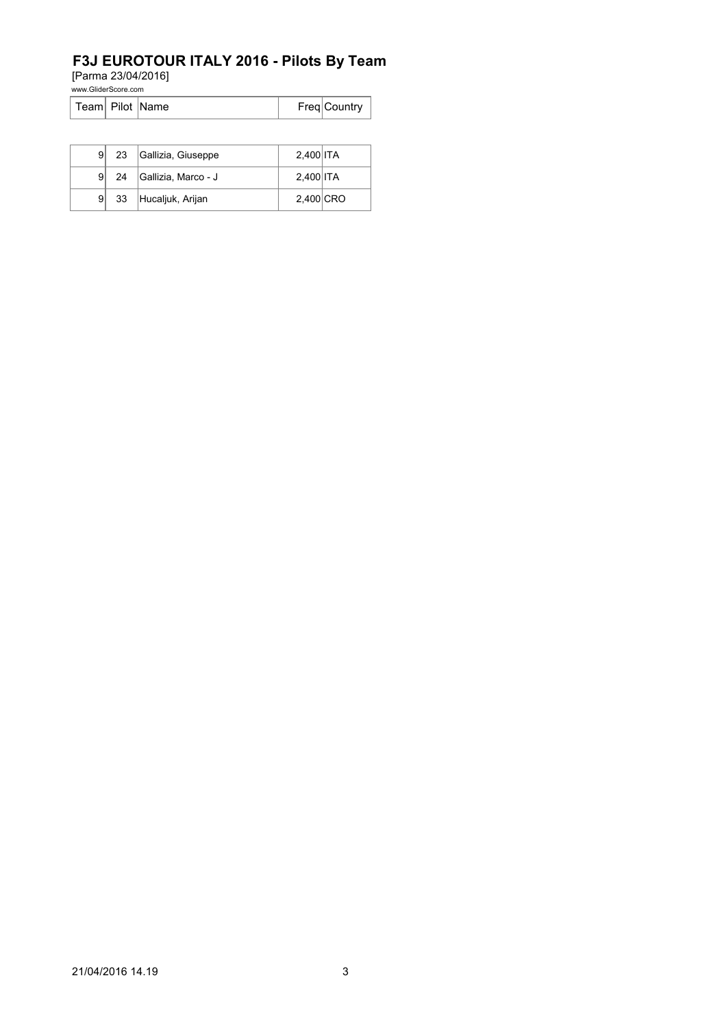# F3J EUROTOUR ITALY 2016 - Pilots By Team

[Parma 23/04/2016]

www.GliderScore.com

| Team | Pilot | Name | Freq | Country |
|---|---|---|---|---|
| 9 | 23 | Gallizia, Giuseppe | 2,400 | ITA |
| 9 | 24 | Gallizia, Marco - J | 2,400 | ITA |
| 9 | 33 | Hucaljuk, Arijan | 2,400 | CRO |

21/04/2016 14.19